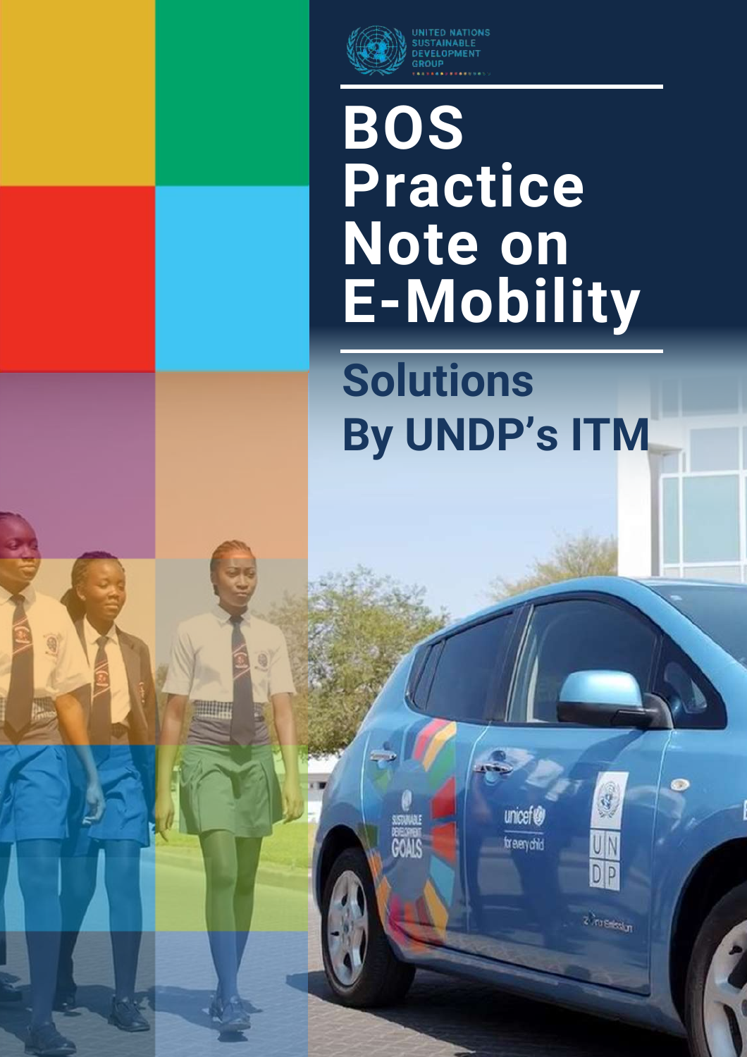UNITED NATIONS SUSTAINABLE DEVELOPMENT GROUP

# BOS Practice Note on E-Mobility

## Solutions By UNDP's ITM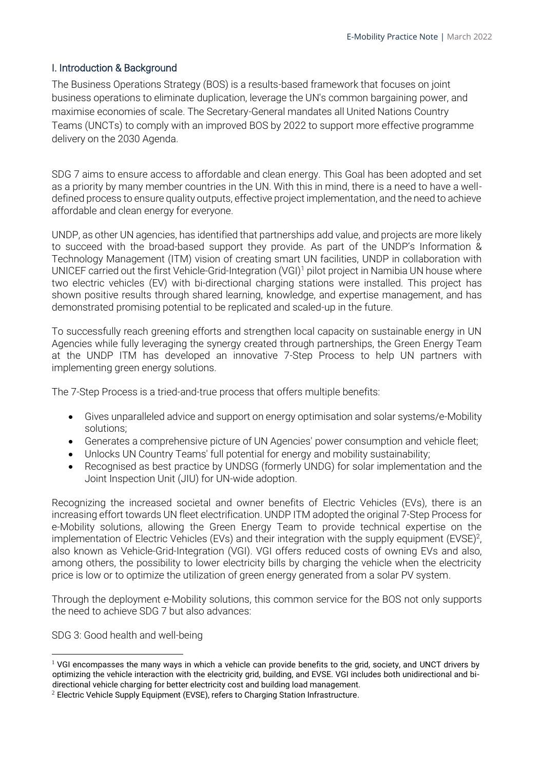## I. Introduction & Background

The Business Operations Strategy (BOS) is a results-based framework that focuses on joint business operations to eliminate duplication, leverage the UN's common bargaining power, and maximise economies of scale. The Secretary-General mandates all United Nations Country Teams (UNCTs) to comply with an improved BOS by 2022 to support more effective programme delivery on the 2030 Agenda.

SDG 7 aims to ensure access to affordable and clean energy. This Goal has been adopted and set as a priority by many member countries in the UN. With this in mind, there is a need to have a well-defined process to ensure quality outputs, effective project implementation, and the need to achieve affordable and clean energy for everyone.

UNDP, as other UN agencies, has identified that partnerships add value, and projects are more likely to succeed with the broad-based support they provide. As part of the UNDP's Information & Technology Management (ITM) vision of creating smart UN facilities, UNDP in collaboration with UNICEF carried out the first Vehicle-Grid-Integration (VGI)[1] pilot project in Namibia UN house where two electric vehicles (EV) with bi-directional charging stations were installed. This project has shown positive results through shared learning, knowledge, and expertise management, and has demonstrated promising potential to be replicated and scaled-up in the future.

To successfully reach greening efforts and strengthen local capacity on sustainable energy in UN Agencies while fully leveraging the synergy created through partnerships, the Green Energy Team at the UNDP ITM has developed an innovative 7-Step Process to help UN partners with implementing green energy solutions.

The 7-Step Process is a tried-and-true process that offers multiple benefits:

- Gives unparalleled advice and support on energy optimisation and solar systems/e-Mobility solutions;
- Generates a comprehensive picture of UN Agencies' power consumption and vehicle fleet;
- Unlocks UN Country Teams' full potential for energy and mobility sustainability;
- Recognised as best practice by UNDSG (formerly UNDG) for solar implementation and the Joint Inspection Unit (JIU) for UN-wide adoption.

Recognizing the increased societal and owner benefits of Electric Vehicles (EVs), there is an increasing effort towards UN fleet electrification. UNDP ITM adopted the original 7-Step Process for e-Mobility solutions, allowing the Green Energy Team to provide technical expertise on the implementation of Electric Vehicles (EVs) and their integration with the supply equipment (EVSE)[2], also known as Vehicle-Grid-Integration (VGI). VGI offers reduced costs of owning EVs and also, among others, the possibility to lower electricity bills by charging the vehicle when the electricity price is low or to optimize the utilization of green energy generated from a solar PV system.

Through the deployment e-Mobility solutions, this common service for the BOS not only supports the need to achieve SDG 7 but also advances:

SDG 3: Good health and well-being

---

[1] VGI encompasses the many ways in which a vehicle can provide benefits to the grid, society, and UNCT drivers by optimizing the vehicle interaction with the electricity grid, building, and EVSE. VGI includes both unidirectional and bi-directional vehicle charging for better electricity cost and building load management.

[2] Electric Vehicle Supply Equipment (EVSE), refers to Charging Station Infrastructure.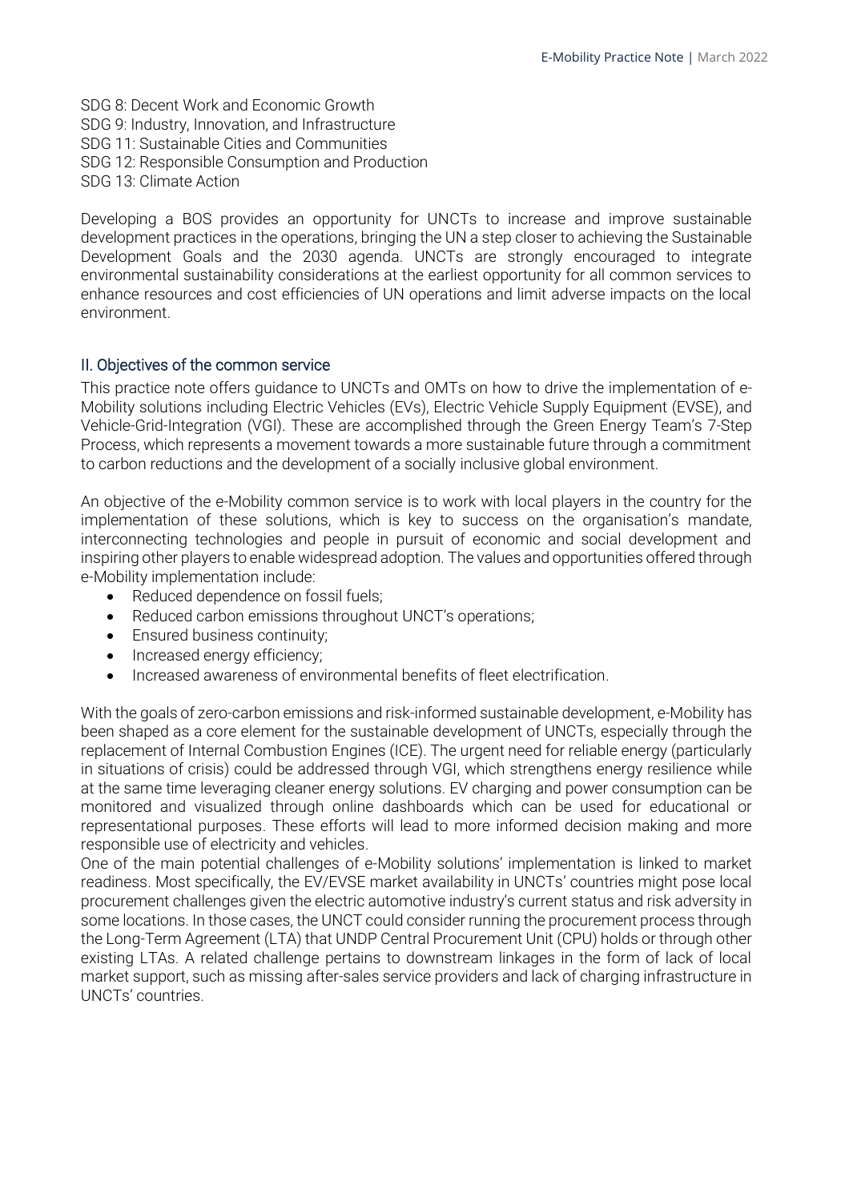SDG 8: Decent Work and Economic Growth
SDG 9: Industry, Innovation, and Infrastructure
SDG 11: Sustainable Cities and Communities
SDG 12: Responsible Consumption and Production
SDG 13: Climate Action

Developing a BOS provides an opportunity for UNCTs to increase and improve sustainable development practices in the operations, bringing the UN a step closer to achieving the Sustainable Development Goals and the 2030 agenda. UNCTs are strongly encouraged to integrate environmental sustainability considerations at the earliest opportunity for all common services to enhance resources and cost efficiencies of UN operations and limit adverse impacts on the local environment.

## II. Objectives of the common service

This practice note offers guidance to UNCTs and OMTs on how to drive the implementation of e-Mobility solutions including Electric Vehicles (EVs), Electric Vehicle Supply Equipment (EVSE), and Vehicle-Grid-Integration (VGI). These are accomplished through the Green Energy Team's 7-Step Process, which represents a movement towards a more sustainable future through a commitment to carbon reductions and the development of a socially inclusive global environment.

An objective of the e-Mobility common service is to work with local players in the country for the implementation of these solutions, which is key to success on the organisation's mandate, interconnecting technologies and people in pursuit of economic and social development and inspiring other players to enable widespread adoption. The values and opportunities offered through e-Mobility implementation include:

- Reduced dependence on fossil fuels;
- Reduced carbon emissions throughout UNCT's operations;
- Ensured business continuity;
- Increased energy efficiency;
- Increased awareness of environmental benefits of fleet electrification.

With the goals of zero-carbon emissions and risk-informed sustainable development, e-Mobility has been shaped as a core element for the sustainable development of UNCTs, especially through the replacement of Internal Combustion Engines (ICE). The urgent need for reliable energy (particularly in situations of crisis) could be addressed through VGI, which strengthens energy resilience while at the same time leveraging cleaner energy solutions. EV charging and power consumption can be monitored and visualized through online dashboards which can be used for educational or representational purposes. These efforts will lead to more informed decision making and more responsible use of electricity and vehicles.

One of the main potential challenges of e-Mobility solutions' implementation is linked to market readiness. Most specifically, the EV/EVSE market availability in UNCTs' countries might pose local procurement challenges given the electric automotive industry's current status and risk adversity in some locations. In those cases, the UNCT could consider running the procurement process through the Long-Term Agreement (LTA) that UNDP Central Procurement Unit (CPU) holds or through other existing LTAs. A related challenge pertains to downstream linkages in the form of lack of local market support, such as missing after-sales service providers and lack of charging infrastructure in UNCTs' countries.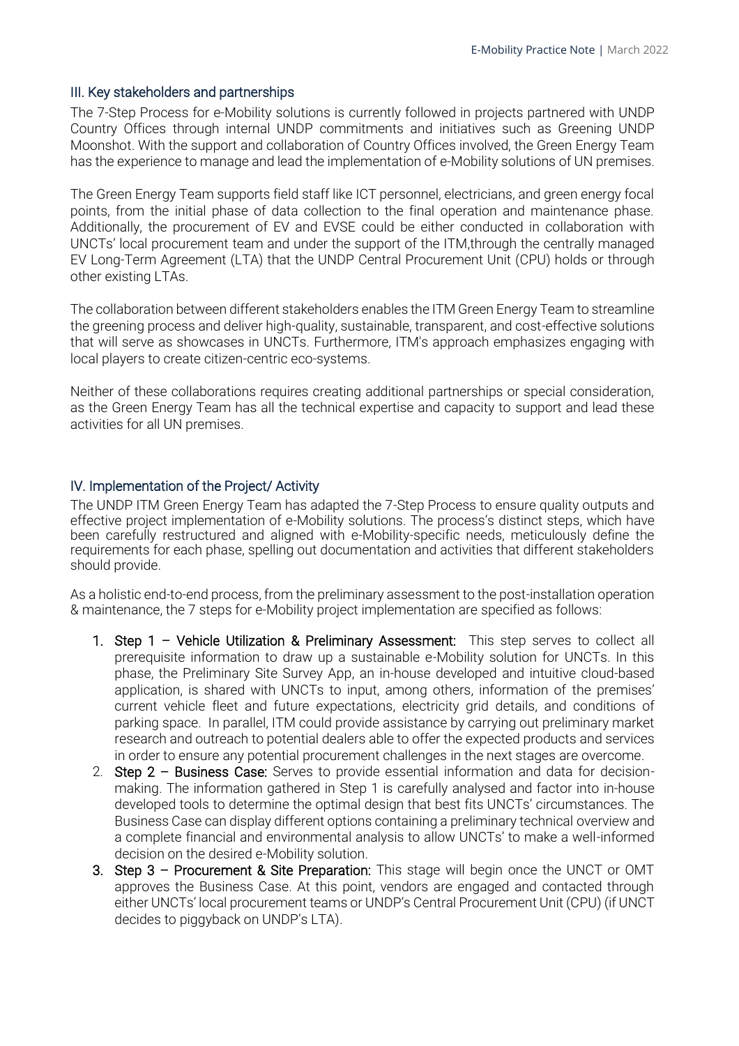## III. Key stakeholders and partnerships

The 7-Step Process for e-Mobility solutions is currently followed in projects partnered with UNDP Country Offices through internal UNDP commitments and initiatives such as Greening UNDP Moonshot. With the support and collaboration of Country Offices involved, the Green Energy Team has the experience to manage and lead the implementation of e-Mobility solutions of UN premises.

The Green Energy Team supports field staff like ICT personnel, electricians, and green energy focal points, from the initial phase of data collection to the final operation and maintenance phase. Additionally, the procurement of EV and EVSE could be either conducted in collaboration with UNCTs' local procurement team and under the support of the ITM,through the centrally managed EV Long-Term Agreement (LTA) that the UNDP Central Procurement Unit (CPU) holds or through other existing LTAs.

The collaboration between different stakeholders enables the ITM Green Energy Team to streamline the greening process and deliver high-quality, sustainable, transparent, and cost-effective solutions that will serve as showcases in UNCTs. Furthermore, ITM's approach emphasizes engaging with local players to create citizen-centric eco-systems.

Neither of these collaborations requires creating additional partnerships or special consideration, as the Green Energy Team has all the technical expertise and capacity to support and lead these activities for all UN premises.

## IV. Implementation of the Project/ Activity

The UNDP ITM Green Energy Team has adapted the 7-Step Process to ensure quality outputs and effective project implementation of e-Mobility solutions. The process's distinct steps, which have been carefully restructured and aligned with e-Mobility-specific needs, meticulously define the requirements for each phase, spelling out documentation and activities that different stakeholders should provide.

As a holistic end-to-end process, from the preliminary assessment to the post-installation operation & maintenance, the 7 steps for e-Mobility project implementation are specified as follows:

1. **Step 1 – Vehicle Utilization & Preliminary Assessment:** This step serves to collect all prerequisite information to draw up a sustainable e-Mobility solution for UNCTs. In this phase, the Preliminary Site Survey App, an in-house developed and intuitive cloud-based application, is shared with UNCTs to input, among others, information of the premises' current vehicle fleet and future expectations, electricity grid details, and conditions of parking space. In parallel, ITM could provide assistance by carrying out preliminary market research and outreach to potential dealers able to offer the expected products and services in order to ensure any potential procurement challenges in the next stages are overcome.
2. **Step 2 – Business Case:** Serves to provide essential information and data for decision-making. The information gathered in Step 1 is carefully analysed and factor into in-house developed tools to determine the optimal design that best fits UNCTs' circumstances. The Business Case can display different options containing a preliminary technical overview and a complete financial and environmental analysis to allow UNCTs' to make a well-informed decision on the desired e-Mobility solution.
3. **Step 3 – Procurement & Site Preparation:** This stage will begin once the UNCT or OMT approves the Business Case. At this point, vendors are engaged and contacted through either UNCTs' local procurement teams or UNDP's Central Procurement Unit (CPU) (if UNCT decides to piggyback on UNDP's LTA).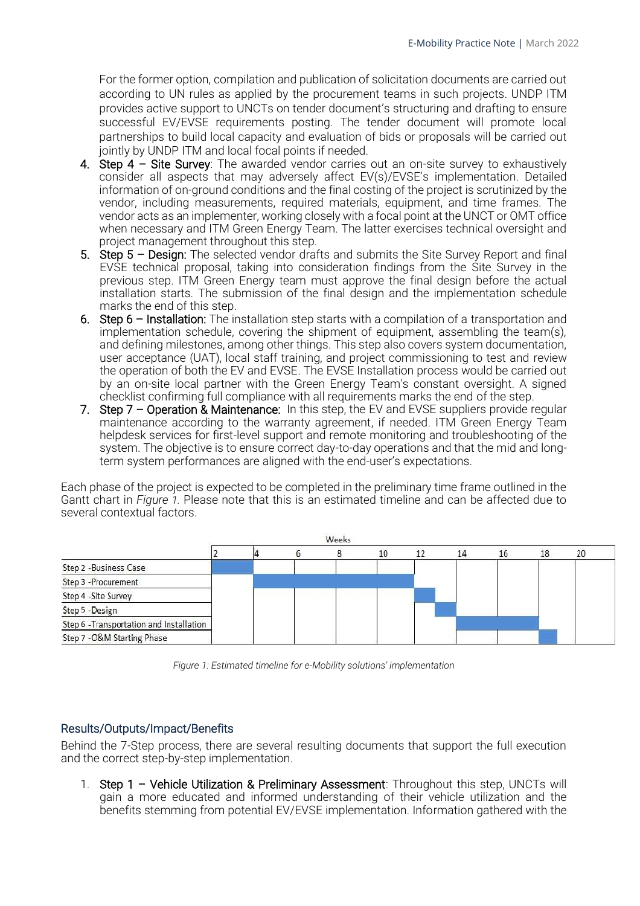For the former option, compilation and publication of solicitation documents are carried out according to UN rules as applied by the procurement teams in such projects. UNDP ITM provides active support to UNCTs on tender document's structuring and drafting to ensure successful EV/EVSE requirements posting. The tender document will promote local partnerships to build local capacity and evaluation of bids or proposals will be carried out jointly by UNDP ITM and local focal points if needed.

4. **Step 4 – Site Survey**: The awarded vendor carries out an on-site survey to exhaustively consider all aspects that may adversely affect EV(s)/EVSE's implementation. Detailed information of on-ground conditions and the final costing of the project is scrutinized by the vendor, including measurements, required materials, equipment, and time frames. The vendor acts as an implementer, working closely with a focal point at the UNCT or OMT office when necessary and ITM Green Energy Team. The latter exercises technical oversight and project management throughout this step.
5. **Step 5 – Design:** The selected vendor drafts and submits the Site Survey Report and final EVSE technical proposal, taking into consideration findings from the Site Survey in the previous step. ITM Green Energy team must approve the final design before the actual installation starts. The submission of the final design and the implementation schedule marks the end of this step.
6. **Step 6 – Installation:** The installation step starts with a compilation of a transportation and implementation schedule, covering the shipment of equipment, assembling the team(s), and defining milestones, among other things. This step also covers system documentation, user acceptance (UAT), local staff training, and project commissioning to test and review the operation of both the EV and EVSE. The EVSE Installation process would be carried out by an on-site local partner with the Green Energy Team's constant oversight. A signed checklist confirming full compliance with all requirements marks the end of the step.
7. **Step 7 – Operation & Maintenance:** In this step, the EV and EVSE suppliers provide regular maintenance according to the warranty agreement, if needed. ITM Green Energy Team helpdesk services for first-level support and remote monitoring and troubleshooting of the system. The objective is to ensure correct day-to-day operations and that the mid and long-term system performances are aligned with the end-user's expectations.

Each phase of the project is expected to be completed in the preliminary time frame outlined in the Gantt chart in *Figure 1.* Please note that this is an estimated timeline and can be affected due to several contextual factors.

| Weeks | 2 | 4 | 6 | 8 | 10 | 12 | 14 | 16 | 18 | 20 |
|---|---|---|---|---|---|---|---|---|---|---|
| Step 2 -Business Case | ■ | | | | | | | | | |
| Step 3 -Procurement | | ■ | ■ | ■ | ■ | | | | | |
| Step 4 -Site Survey | | | | | | ■ (first half) | | | | |
| Step 5 -Design | | | | | | ■ (second half) | | | | |
| Step 6 -Transportation and Installation | | | | | | | ■ | ■ | | |
| Step 7 -O&M Starting Phase | | | | | | | | | ■ (first half) | |

*Figure 1: Estimated timeline for e-Mobility solutions' implementation*

## Results/Outputs/Impact/Benefits

Behind the 7-Step process, there are several resulting documents that support the full execution and the correct step-by-step implementation.

1. **Step 1 – Vehicle Utilization & Preliminary Assessment**: Throughout this step, UNCTs will gain a more educated and informed understanding of their vehicle utilization and the benefits stemming from potential EV/EVSE implementation. Information gathered with the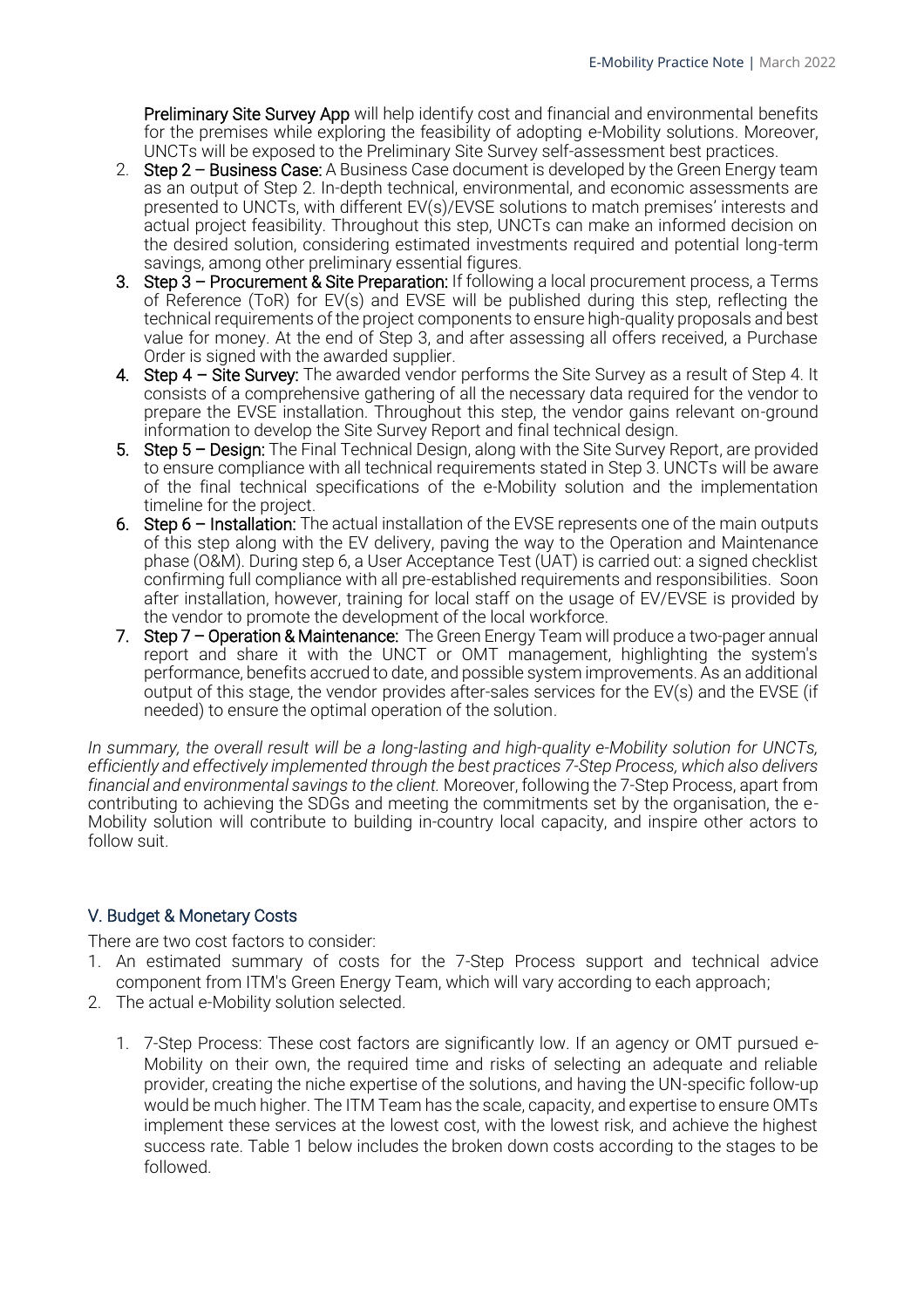**Preliminary Site Survey App** will help identify cost and financial and environmental benefits for the premises while exploring the feasibility of adopting e-Mobility solutions. Moreover, UNCTs will be exposed to the Preliminary Site Survey self-assessment best practices.

2. **Step 2 – Business Case:** A Business Case document is developed by the Green Energy team as an output of Step 2. In-depth technical, environmental, and economic assessments are presented to UNCTs, with different EV(s)/EVSE solutions to match premises' interests and actual project feasibility. Throughout this step, UNCTs can make an informed decision on the desired solution, considering estimated investments required and potential long-term savings, among other preliminary essential figures.
3. **Step 3 – Procurement & Site Preparation:** If following a local procurement process, a Terms of Reference (ToR) for EV(s) and EVSE will be published during this step, reflecting the technical requirements of the project components to ensure high-quality proposals and best value for money. At the end of Step 3, and after assessing all offers received, a Purchase Order is signed with the awarded supplier.
4. **Step 4 – Site Survey:** The awarded vendor performs the Site Survey as a result of Step 4. It consists of a comprehensive gathering of all the necessary data required for the vendor to prepare the EVSE installation. Throughout this step, the vendor gains relevant on-ground information to develop the Site Survey Report and final technical design.
5. **Step 5 – Design:** The Final Technical Design, along with the Site Survey Report, are provided to ensure compliance with all technical requirements stated in Step 3. UNCTs will be aware of the final technical specifications of the e-Mobility solution and the implementation timeline for the project.
6. **Step 6 – Installation:** The actual installation of the EVSE represents one of the main outputs of this step along with the EV delivery, paving the way to the Operation and Maintenance phase (O&M). During step 6, a User Acceptance Test (UAT) is carried out: a signed checklist confirming full compliance with all pre-established requirements and responsibilities. Soon after installation, however, training for local staff on the usage of EV/EVSE is provided by the vendor to promote the development of the local workforce.
7. **Step 7 – Operation & Maintenance:** The Green Energy Team will produce a two-pager annual report and share it with the UNCT or OMT management, highlighting the system's performance, benefits accrued to date, and possible system improvements. As an additional output of this stage, the vendor provides after-sales services for the EV(s) and the EVSE (if needed) to ensure the optimal operation of the solution.

*In summary, the overall result will be a long-lasting and high-quality e-Mobility solution for UNCTs, efficiently and effectively implemented through the best practices 7-Step Process, which also delivers financial and environmental savings to the client.* Moreover, following the 7-Step Process, apart from contributing to achieving the SDGs and meeting the commitments set by the organisation, the e-Mobility solution will contribute to building in-country local capacity, and inspire other actors to follow suit.

## V. Budget & Monetary Costs

There are two cost factors to consider:

1. An estimated summary of costs for the 7-Step Process support and technical advice component from ITM's Green Energy Team, which will vary according to each approach;
2. The actual e-Mobility solution selected.

   1. 7-Step Process: These cost factors are significantly low. If an agency or OMT pursued e-Mobility on their own, the required time and risks of selecting an adequate and reliable provider, creating the niche expertise of the solutions, and having the UN-specific follow-up would be much higher. The ITM Team has the scale, capacity, and expertise to ensure OMTs implement these services at the lowest cost, with the lowest risk, and achieve the highest success rate. Table 1 below includes the broken down costs according to the stages to be followed.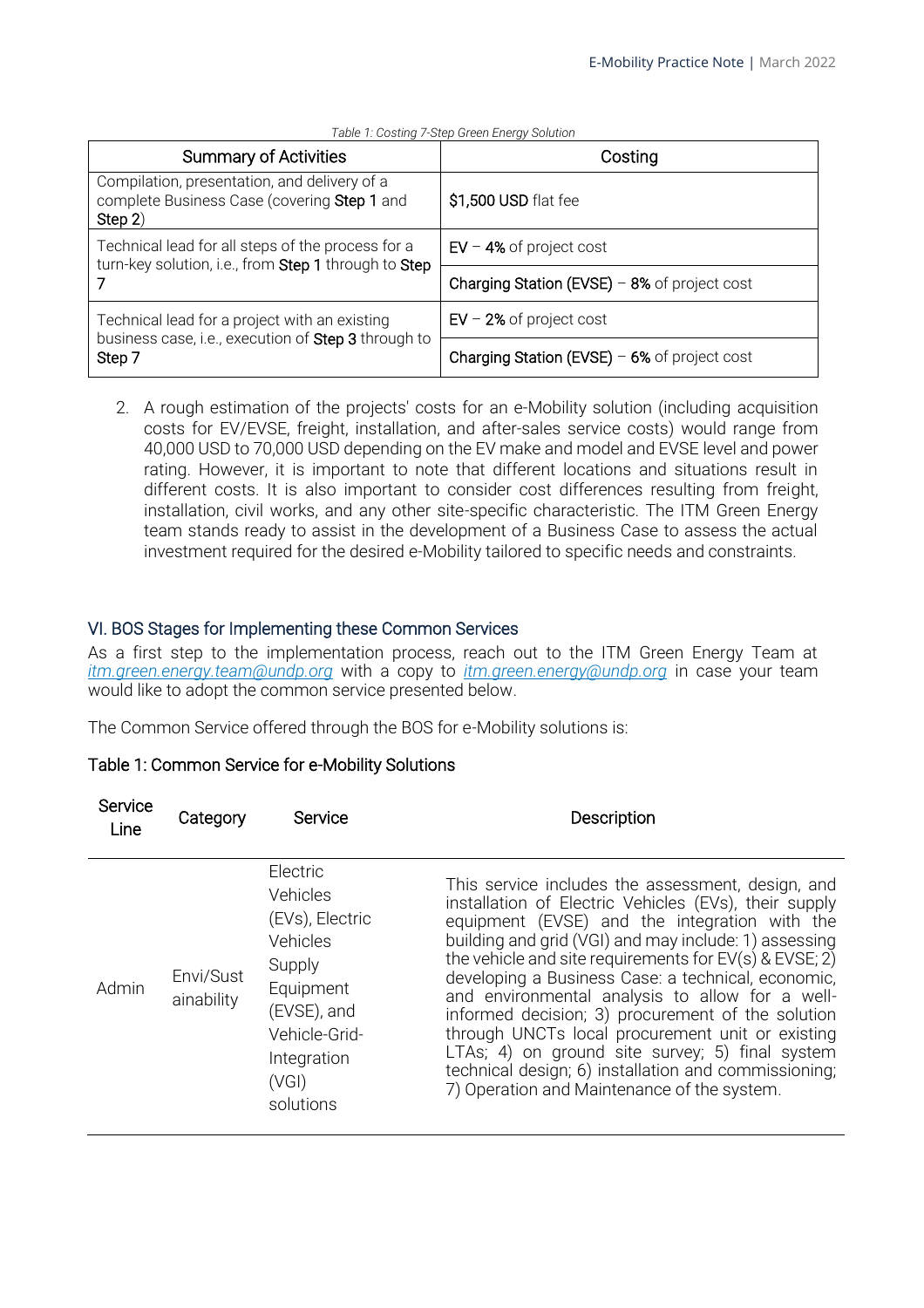*Table 1: Costing 7-Step Green Energy Solution*

| Summary of Activities | Costing |
|---|---|
| Compilation, presentation, and delivery of a complete Business Case (covering **Step 1** and **Step 2**) | **$1,500 USD** flat fee |
| Technical lead for all steps of the process for a turn-key solution, i.e., from **Step 1** through to **Step 7** | **EV** – **4%** of project cost |
| | **Charging Station (EVSE)** – **8%** of project cost |
| Technical lead for a project with an existing business case, i.e., execution of **Step 3** through to **Step 7** | **EV** – **2%** of project cost |
| | **Charging Station (EVSE)** – **6%** of project cost |

2. A rough estimation of the projects' costs for an e-Mobility solution (including acquisition costs for EV/EVSE, freight, installation, and after-sales service costs) would range from 40,000 USD to 70,000 USD depending on the EV make and model and EVSE level and power rating. However, it is important to note that different locations and situations result in different costs. It is also important to consider cost differences resulting from freight, installation, civil works, and any other site-specific characteristic. The ITM Green Energy team stands ready to assist in the development of a Business Case to assess the actual investment required for the desired e-Mobility tailored to specific needs and constraints.

## VI. BOS Stages for Implementing these Common Services

As a first step to the implementation process, reach out to the ITM Green Energy Team at *itm.green.energy.team@undp.org* with a copy to *itm.green.energy@undp.org* in case your team would like to adopt the common service presented below.

The Common Service offered through the BOS for e-Mobility solutions is:

**Table 1: Common Service for e-Mobility Solutions**

| Service Line | Category | Service | Description |
|---|---|---|---|
| Admin | Envi/Sustainability | Electric Vehicles (EVs), Electric Vehicles Supply Equipment (EVSE), and Vehicle-Grid-Integration (VGI) solutions | This service includes the assessment, design, and installation of Electric Vehicles (EVs), their supply equipment (EVSE) and the integration with the building and grid (VGI) and may include: 1) assessing the vehicle and site requirements for EV(s) & EVSE; 2) developing a Business Case: a technical, economic, and environmental analysis to allow for a well-informed decision; 3) procurement of the solution through UNCTs local procurement unit or existing LTAs; 4) on ground site survey; 5) final system technical design; 6) installation and commissioning; 7) Operation and Maintenance of the system. |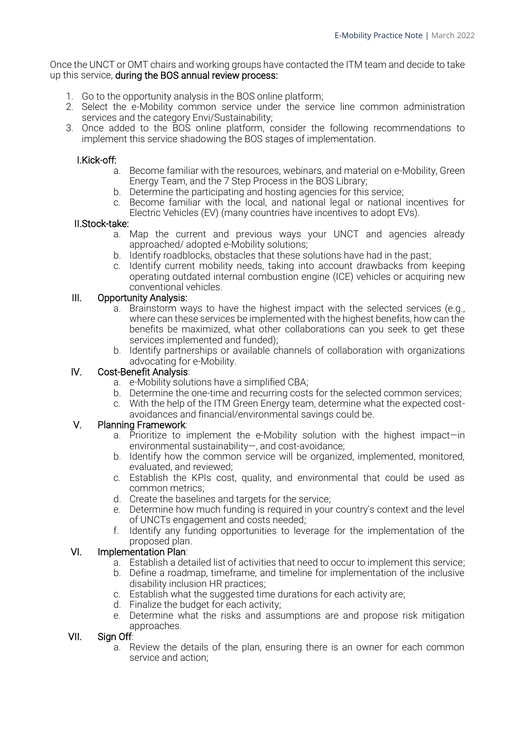Once the UNCT or OMT chairs and working groups have contacted the ITM team and decide to take up this service, **during the BOS annual review process:**

1. Go to the opportunity analysis in the BOS online platform;
2. Select the e-Mobility common service under the service line common administration services and the category Envi/Sustainability;
3. Once added to the BOS online platform, consider the following recommendations to implement this service shadowing the BOS stages of implementation.

**I.Kick-off:**

a. Become familiar with the resources, webinars, and material on e-Mobility, Green Energy Team, and the 7 Step Process in the BOS Library;
b. Determine the participating and hosting agencies for this service;
c. Become familiar with the local, and national legal or national incentives for Electric Vehicles (EV) (many countries have incentives to adopt EVs).

**II.Stock-take:**

a. Map the current and previous ways your UNCT and agencies already approached/ adopted e-Mobility solutions;
b. Identify roadblocks, obstacles that these solutions have had in the past;
c. Identify current mobility needs, taking into account drawbacks from keeping operating outdated internal combustion engine (ICE) vehicles or acquiring new conventional vehicles.

**III. Opportunity Analysis:**

a. Brainstorm ways to have the highest impact with the selected services (e.g., where can these services be implemented with the highest benefits, how can the benefits be maximized, what other collaborations can you seek to get these services implemented and funded);
b. Identify partnerships or available channels of collaboration with organizations advocating for e-Mobility.

**IV. Cost-Benefit Analysis**:

a. e-Mobility solutions have a simplified CBA;
b. Determine the one-time and recurring costs for the selected common services;
c. With the help of the ITM Green Energy team, determine what the expected cost-avoidances and financial/environmental savings could be.

**V. Planning Framework**:

a. Prioritize to implement the e-Mobility solution with the highest impact—in environmental sustainability—, and cost-avoidance;
b. Identify how the common service will be organized, implemented, monitored, evaluated, and reviewed;
c. Establish the KPIs cost, quality, and environmental that could be used as common metrics;
d. Create the baselines and targets for the service;
e. Determine how much funding is required in your country's context and the level of UNCTs engagement and costs needed;
f. Identify any funding opportunities to leverage for the implementation of the proposed plan.

**VI. Implementation Plan**:

a. Establish a detailed list of activities that need to occur to implement this service;
b. Define a roadmap, timeframe, and timeline for implementation of the inclusive disability inclusion HR practices;
c. Establish what the suggested time durations for each activity are;
d. Finalize the budget for each activity;
e. Determine what the risks and assumptions are and propose risk mitigation approaches.

**VII. Sign Off**:

a. Review the details of the plan, ensuring there is an owner for each common service and action;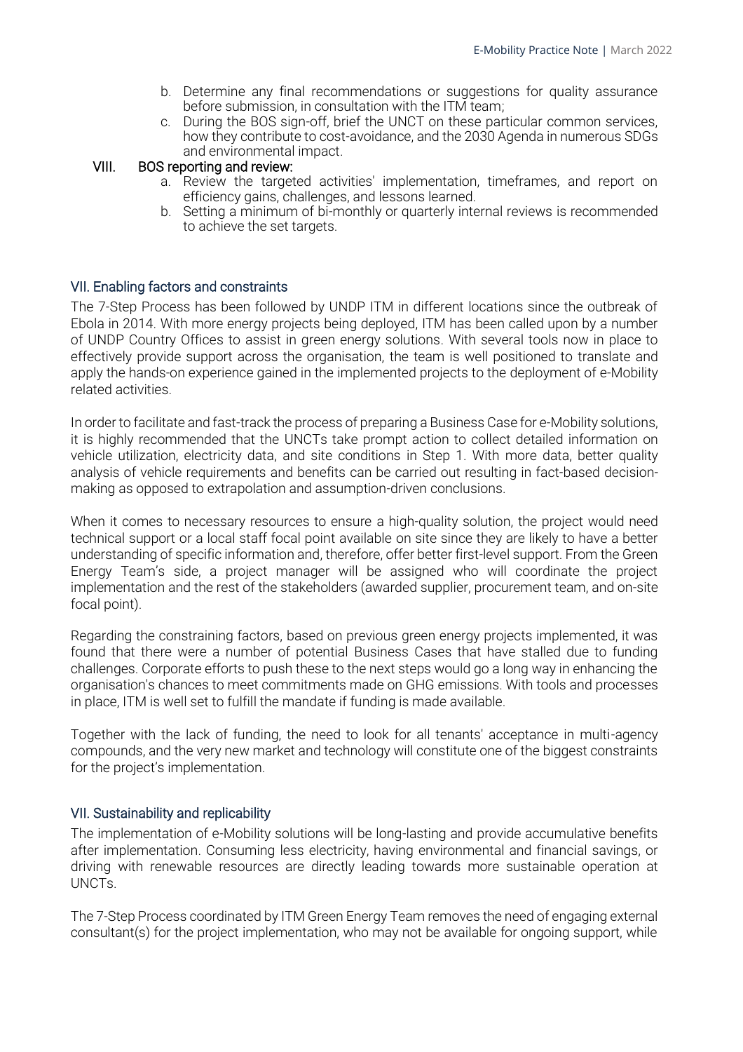b. Determine any final recommendations or suggestions for quality assurance before submission, in consultation with the ITM team;
   c. During the BOS sign-off, brief the UNCT on these particular common services, how they contribute to cost-avoidance, and the 2030 Agenda in numerous SDGs and environmental impact.

VIII. BOS reporting and review:
   a. Review the targeted activities' implementation, timeframes, and report on efficiency gains, challenges, and lessons learned.
   b. Setting a minimum of bi-monthly or quarterly internal reviews is recommended to achieve the set targets.

## VII. Enabling factors and constraints

The 7-Step Process has been followed by UNDP ITM in different locations since the outbreak of Ebola in 2014. With more energy projects being deployed, ITM has been called upon by a number of UNDP Country Offices to assist in green energy solutions. With several tools now in place to effectively provide support across the organisation, the team is well positioned to translate and apply the hands-on experience gained in the implemented projects to the deployment of e-Mobility related activities.

In order to facilitate and fast-track the process of preparing a Business Case for e-Mobility solutions, it is highly recommended that the UNCTs take prompt action to collect detailed information on vehicle utilization, electricity data, and site conditions in Step 1. With more data, better quality analysis of vehicle requirements and benefits can be carried out resulting in fact-based decision-making as opposed to extrapolation and assumption-driven conclusions.

When it comes to necessary resources to ensure a high-quality solution, the project would need technical support or a local staff focal point available on site since they are likely to have a better understanding of specific information and, therefore, offer better first-level support. From the Green Energy Team's side, a project manager will be assigned who will coordinate the project implementation and the rest of the stakeholders (awarded supplier, procurement team, and on-site focal point).

Regarding the constraining factors, based on previous green energy projects implemented, it was found that there were a number of potential Business Cases that have stalled due to funding challenges. Corporate efforts to push these to the next steps would go a long way in enhancing the organisation's chances to meet commitments made on GHG emissions. With tools and processes in place, ITM is well set to fulfill the mandate if funding is made available.

Together with the lack of funding, the need to look for all tenants' acceptance in multi-agency compounds, and the very new market and technology will constitute one of the biggest constraints for the project's implementation.

## VII. Sustainability and replicability

The implementation of e-Mobility solutions will be long-lasting and provide accumulative benefits after implementation. Consuming less electricity, having environmental and financial savings, or driving with renewable resources are directly leading towards more sustainable operation at UNCTs.

The 7-Step Process coordinated by ITM Green Energy Team removes the need of engaging external consultant(s) for the project implementation, who may not be available for ongoing support, while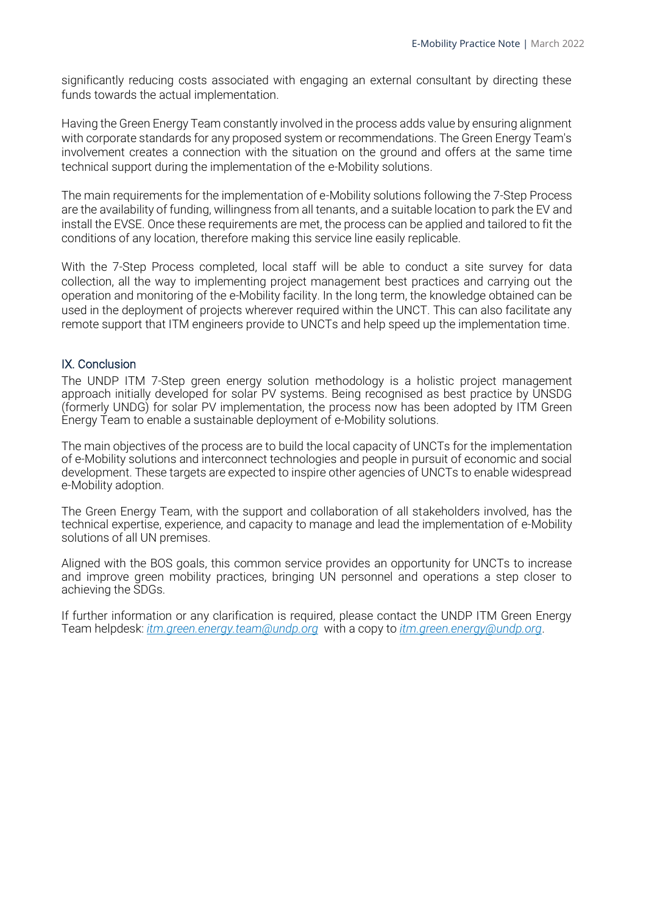significantly reducing costs associated with engaging an external consultant by directing these funds towards the actual implementation.

Having the Green Energy Team constantly involved in the process adds value by ensuring alignment with corporate standards for any proposed system or recommendations. The Green Energy Team's involvement creates a connection with the situation on the ground and offers at the same time technical support during the implementation of the e-Mobility solutions.

The main requirements for the implementation of e-Mobility solutions following the 7-Step Process are the availability of funding, willingness from all tenants, and a suitable location to park the EV and install the EVSE. Once these requirements are met, the process can be applied and tailored to fit the conditions of any location, therefore making this service line easily replicable.

With the 7-Step Process completed, local staff will be able to conduct a site survey for data collection, all the way to implementing project management best practices and carrying out the operation and monitoring of the e-Mobility facility. In the long term, the knowledge obtained can be used in the deployment of projects wherever required within the UNCT. This can also facilitate any remote support that ITM engineers provide to UNCTs and help speed up the implementation time.

## IX. Conclusion

The UNDP ITM 7-Step green energy solution methodology is a holistic project management approach initially developed for solar PV systems. Being recognised as best practice by UNSDG (formerly UNDG) for solar PV implementation, the process now has been adopted by ITM Green Energy Team to enable a sustainable deployment of e-Mobility solutions.

The main objectives of the process are to build the local capacity of UNCTs for the implementation of e-Mobility solutions and interconnect technologies and people in pursuit of economic and social development. These targets are expected to inspire other agencies of UNCTs to enable widespread e-Mobility adoption.

The Green Energy Team, with the support and collaboration of all stakeholders involved, has the technical expertise, experience, and capacity to manage and lead the implementation of e-Mobility solutions of all UN premises.

Aligned with the BOS goals, this common service provides an opportunity for UNCTs to increase and improve green mobility practices, bringing UN personnel and operations a step closer to achieving the SDGs.

If further information or any clarification is required, please contact the UNDP ITM Green Energy Team helpdesk: *itm.green.energy.team@undp.org* with a copy to *itm.green.energy@undp.org*.